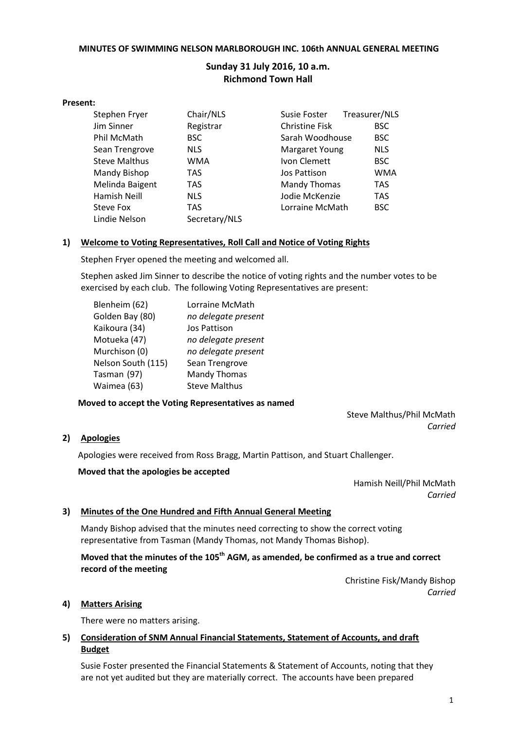**MINUTES OF SWIMMING NELSON MARLBOROUGH INC. 106th ANNUAL GENERAL MEETING**

**Sunday 31 July 2016, 10 a.m.**
**Richmond Town Hall**

**Present:**

| | | | |
|---|---|---|---|
| Stephen Fryer | Chair/NLS | Susie Foster | Treasurer/NLS |
| Jim Sinner | Registrar | Christine Fisk | BSC |
| Phil McMath | BSC | Sarah Woodhouse | BSC |
| Sean Trengrove | NLS | Margaret Young | NLS |
| Steve Malthus | WMA | Ivon Clemett | BSC |
| Mandy Bishop | TAS | Jos Pattison | WMA |
| Melinda Baigent | TAS | Mandy Thomas | TAS |
| Hamish Neill | NLS | Jodie McKenzie | TAS |
| Steve Fox | TAS | Lorraine McMath | BSC |
| Lindie Nelson | Secretary/NLS | | |

## 1) Welcome to Voting Representatives, Roll Call and Notice of Voting Rights

Stephen Fryer opened the meeting and welcomed all.

Stephen asked Jim Sinner to describe the notice of voting rights and the number votes to be exercised by each club. The following Voting Representatives are present:

| | |
|---|---|
| Blenheim (62) | Lorraine McMath |
| Golden Bay (80) | *no delegate present* |
| Kaikoura (34) | Jos Pattison |
| Motueka (47) | *no delegate present* |
| Murchison (0) | *no delegate present* |
| Nelson South (115) | Sean Trengrove |
| Tasman (97) | Mandy Thomas |
| Waimea (63) | Steve Malthus |

**Moved to accept the Voting Representatives as named**

Steve Malthus/Phil McMath
*Carried*

## 2) Apologies

Apologies were received from Ross Bragg, Martin Pattison, and Stuart Challenger.

**Moved that the apologies be accepted**

Hamish Neill/Phil McMath
*Carried*

## 3) Minutes of the One Hundred and Fifth Annual General Meeting

Mandy Bishop advised that the minutes need correcting to show the correct voting representative from Tasman (Mandy Thomas, not Mandy Thomas Bishop).

**Moved that the minutes of the 105th AGM, as amended, be confirmed as a true and correct record of the meeting**

Christine Fisk/Mandy Bishop
*Carried*

## 4) Matters Arising

There were no matters arising.

## 5) Consideration of SNM Annual Financial Statements, Statement of Accounts, and draft Budget

Susie Foster presented the Financial Statements & Statement of Accounts, noting that they are not yet audited but they are materially correct. The accounts have been prepared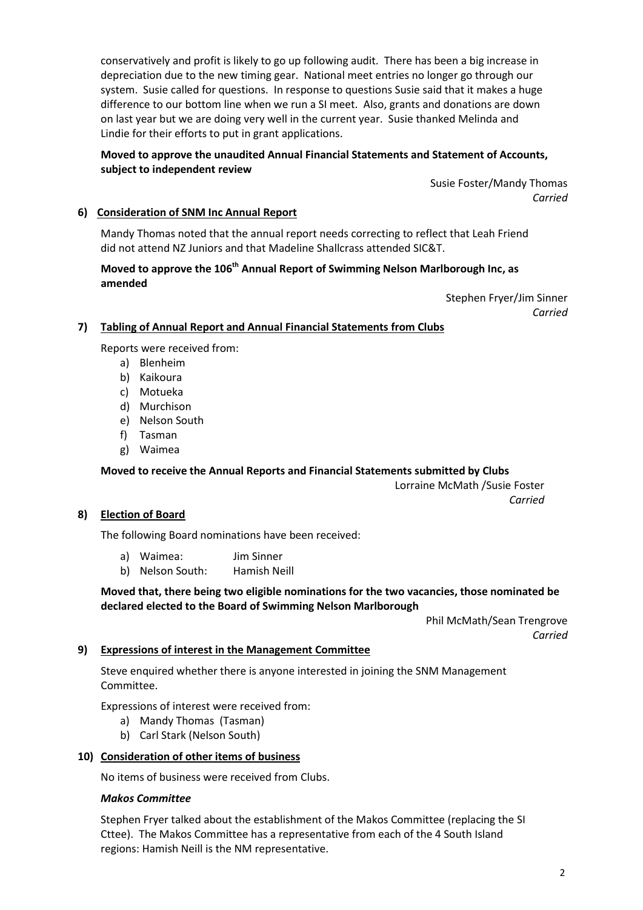conservatively and profit is likely to go up following audit. There has been a big increase in depreciation due to the new timing gear. National meet entries no longer go through our system. Susie called for questions. In response to questions Susie said that it makes a huge difference to our bottom line when we run a SI meet. Also, grants and donations are down on last year but we are doing very well in the current year. Susie thanked Melinda and Lindie for their efforts to put in grant applications.

**Moved to approve the unaudited Annual Financial Statements and Statement of Accounts, subject to independent review**

Susie Foster/Mandy Thomas
*Carried*

**6) Consideration of SNM Inc Annual Report**

Mandy Thomas noted that the annual report needs correcting to reflect that Leah Friend did not attend NZ Juniors and that Madeline Shallcrass attended SIC&T.

**Moved to approve the 106th Annual Report of Swimming Nelson Marlborough Inc, as amended**

Stephen Fryer/Jim Sinner
*Carried*

**7) Tabling of Annual Report and Annual Financial Statements from Clubs**

Reports were received from:

a) Blenheim
b) Kaikoura
c) Motueka
d) Murchison
e) Nelson South
f) Tasman
g) Waimea

**Moved to receive the Annual Reports and Financial Statements submitted by Clubs**

Lorraine McMath /Susie Foster
*Carried*

**8) Election of Board**

The following Board nominations have been received:

a) Waimea: Jim Sinner
b) Nelson South: Hamish Neill

**Moved that, there being two eligible nominations for the two vacancies, those nominated be declared elected to the Board of Swimming Nelson Marlborough**

Phil McMath/Sean Trengrove
*Carried*

**9) Expressions of interest in the Management Committee**

Steve enquired whether there is anyone interested in joining the SNM Management Committee.

Expressions of interest were received from:

a) Mandy Thomas (Tasman)
b) Carl Stark (Nelson South)

**10) Consideration of other items of business**

No items of business were received from Clubs.

***Makos Committee***

Stephen Fryer talked about the establishment of the Makos Committee (replacing the SI Cttee). The Makos Committee has a representative from each of the 4 South Island regions: Hamish Neill is the NM representative.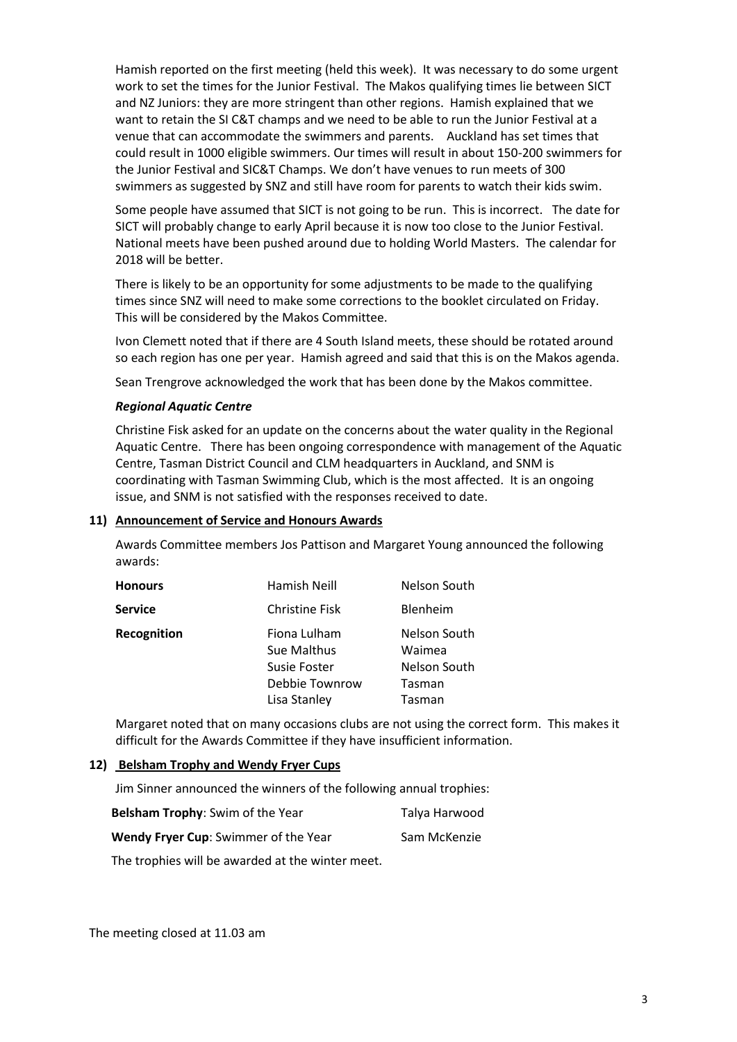Hamish reported on the first meeting (held this week). It was necessary to do some urgent work to set the times for the Junior Festival. The Makos qualifying times lie between SICT and NZ Juniors: they are more stringent than other regions. Hamish explained that we want to retain the SI C&T champs and we need to be able to run the Junior Festival at a venue that can accommodate the swimmers and parents. Auckland has set times that could result in 1000 eligible swimmers. Our times will result in about 150-200 swimmers for the Junior Festival and SIC&T Champs. We don't have venues to run meets of 300 swimmers as suggested by SNZ and still have room for parents to watch their kids swim.

Some people have assumed that SICT is not going to be run. This is incorrect. The date for SICT will probably change to early April because it is now too close to the Junior Festival. National meets have been pushed around due to holding World Masters. The calendar for 2018 will be better.

There is likely to be an opportunity for some adjustments to be made to the qualifying times since SNZ will need to make some corrections to the booklet circulated on Friday. This will be considered by the Makos Committee.

Ivon Clemett noted that if there are 4 South Island meets, these should be rotated around so each region has one per year. Hamish agreed and said that this is on the Makos agenda.

Sean Trengrove acknowledged the work that has been done by the Makos committee.

***Regional Aquatic Centre***

Christine Fisk asked for an update on the concerns about the water quality in the Regional Aquatic Centre. There has been ongoing correspondence with management of the Aquatic Centre, Tasman District Council and CLM headquarters in Auckland, and SNM is coordinating with Tasman Swimming Club, which is the most affected. It is an ongoing issue, and SNM is not satisfied with the responses received to date.

**11) <u>Announcement of Service and Honours Awards</u>**

Awards Committee members Jos Pattison and Margaret Young announced the following awards:

| | | |
|---|---|---|
| **Honours** | Hamish Neill | Nelson South |
| **Service** | Christine Fisk | Blenheim |
| **Recognition** | Fiona Lulham | Nelson South |
| | Sue Malthus | Waimea |
| | Susie Foster | Nelson South |
| | Debbie Townrow | Tasman |
| | Lisa Stanley | Tasman |

Margaret noted that on many occasions clubs are not using the correct form. This makes it difficult for the Awards Committee if they have insufficient information.

**12) <u>Belsham Trophy and Wendy Fryer Cups</u>**

Jim Sinner announced the winners of the following annual trophies:

| | |
|---|---|
| **Belsham Trophy**: Swim of the Year | Talya Harwood |
| **Wendy Fryer Cup**: Swimmer of the Year | Sam McKenzie |

The trophies will be awarded at the winter meet.

The meeting closed at 11.03 am